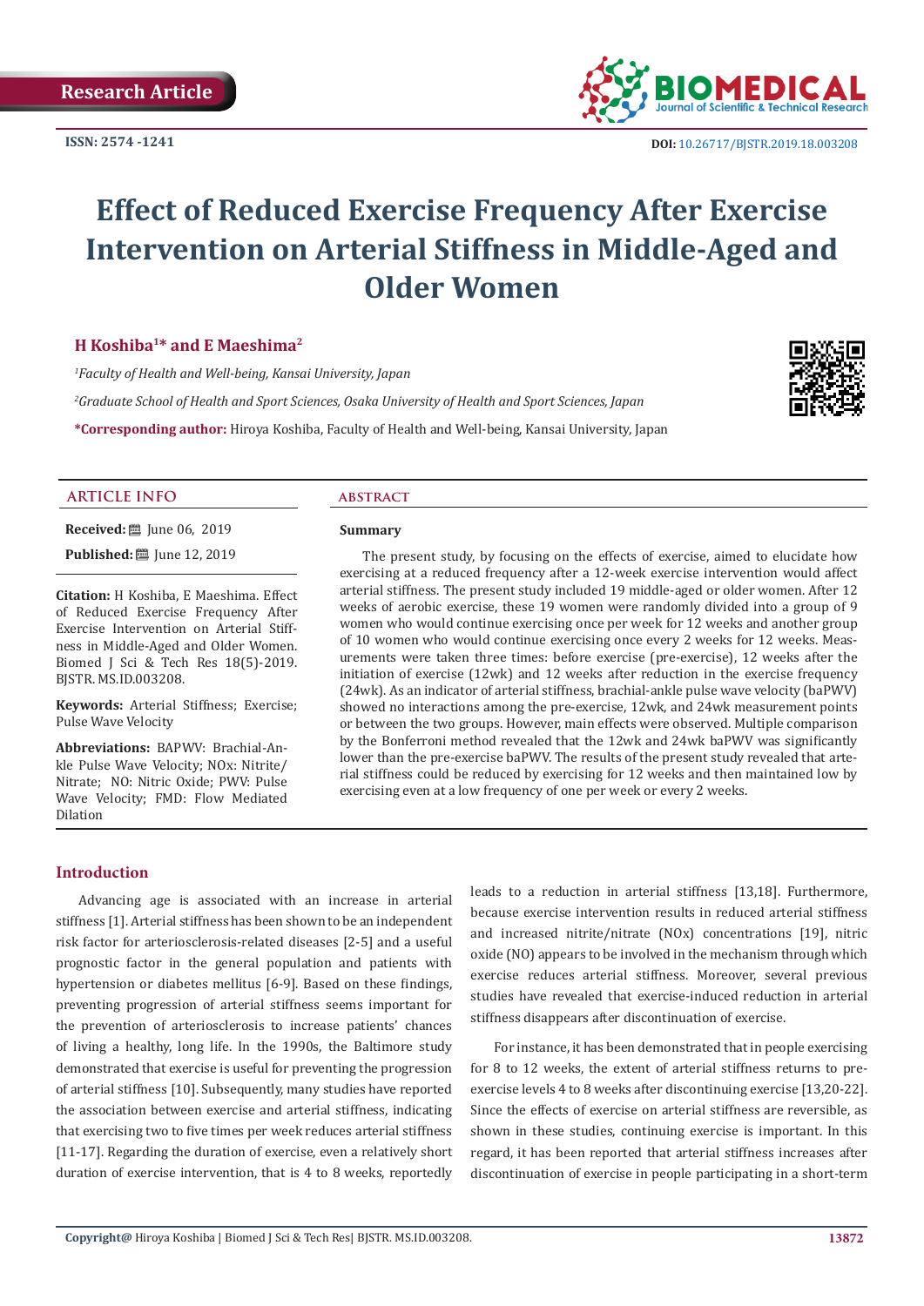Research Article

ISSN: 2574 -1241

DOI: 10.26717/BJSTR.2019.18.003208

# Effect of Reduced Exercise Frequency After Exercise Intervention on Arterial Stiffness in Middle-Aged and Older Women

**H Koshiba[1]* and E Maeshima[2]**

*[1]Faculty of Health and Well-being, Kansai University, Japan*

*[2]Graduate School of Health and Sport Sciences, Osaka University of Health and Sport Sciences, Japan*

***Corresponding author:** Hiroya Koshiba, Faculty of Health and Well-being, Kansai University, Japan

## ARTICLE INFO

**Received:** June 06, 2019

**Published:** June 12, 2019

**Citation:** H Koshiba, E Maeshima. Effect of Reduced Exercise Frequency After Exercise Intervention on Arterial Stiffness in Middle-Aged and Older Women. Biomed J Sci & Tech Res 18(5)-2019. BJSTR. MS.ID.003208.

**Keywords:** Arterial Stiffness; Exercise; Pulse Wave Velocity

**Abbreviations:** BAPWV: Brachial-Ankle Pulse Wave Velocity; NOx: Nitrite/Nitrate; NO: Nitric Oxide; PWV: Pulse Wave Velocity; FMD: Flow Mediated Dilation

## ABSTRACT

### Summary

The present study, by focusing on the effects of exercise, aimed to elucidate how exercising at a reduced frequency after a 12-week exercise intervention would affect arterial stiffness. The present study included 19 middle-aged or older women. After 12 weeks of aerobic exercise, these 19 women were randomly divided into a group of 9 women who would continue exercising once per week for 12 weeks and another group of 10 women who would continue exercising once every 2 weeks for 12 weeks. Measurements were taken three times: before exercise (pre-exercise), 12 weeks after the initiation of exercise (12wk) and 12 weeks after reduction in the exercise frequency (24wk). As an indicator of arterial stiffness, brachial-ankle pulse wave velocity (baPWV) showed no interactions among the pre-exercise, 12wk, and 24wk measurement points or between the two groups. However, main effects were observed. Multiple comparison by the Bonferroni method revealed that the 12wk and 24wk baPWV was significantly lower than the pre-exercise baPWV. The results of the present study revealed that arterial stiffness could be reduced by exercising for 12 weeks and then maintained low by exercising even at a low frequency of one per week or every 2 weeks.

## Introduction

Advancing age is associated with an increase in arterial stiffness [1]. Arterial stiffness has been shown to be an independent risk factor for arteriosclerosis-related diseases [2-5] and a useful prognostic factor in the general population and patients with hypertension or diabetes mellitus [6-9]. Based on these findings, preventing progression of arterial stiffness seems important for the prevention of arteriosclerosis to increase patients' chances of living a healthy, long life. In the 1990s, the Baltimore study demonstrated that exercise is useful for preventing the progression of arterial stiffness [10]. Subsequently, many studies have reported the association between exercise and arterial stiffness, indicating that exercising two to five times per week reduces arterial stiffness [11-17]. Regarding the duration of exercise, even a relatively short duration of exercise intervention, that is 4 to 8 weeks, reportedly leads to a reduction in arterial stiffness [13,18]. Furthermore, because exercise intervention results in reduced arterial stiffness and increased nitrite/nitrate (NOx) concentrations [19], nitric oxide (NO) appears to be involved in the mechanism through which exercise reduces arterial stiffness. Moreover, several previous studies have revealed that exercise-induced reduction in arterial stiffness disappears after discontinuation of exercise.

For instance, it has been demonstrated that in people exercising for 8 to 12 weeks, the extent of arterial stiffness returns to pre-exercise levels 4 to 8 weeks after discontinuing exercise [13,20-22]. Since the effects of exercise on arterial stiffness are reversible, as shown in these studies, continuing exercise is important. In this regard, it has been reported that arterial stiffness increases after discontinuation of exercise in people participating in a short-term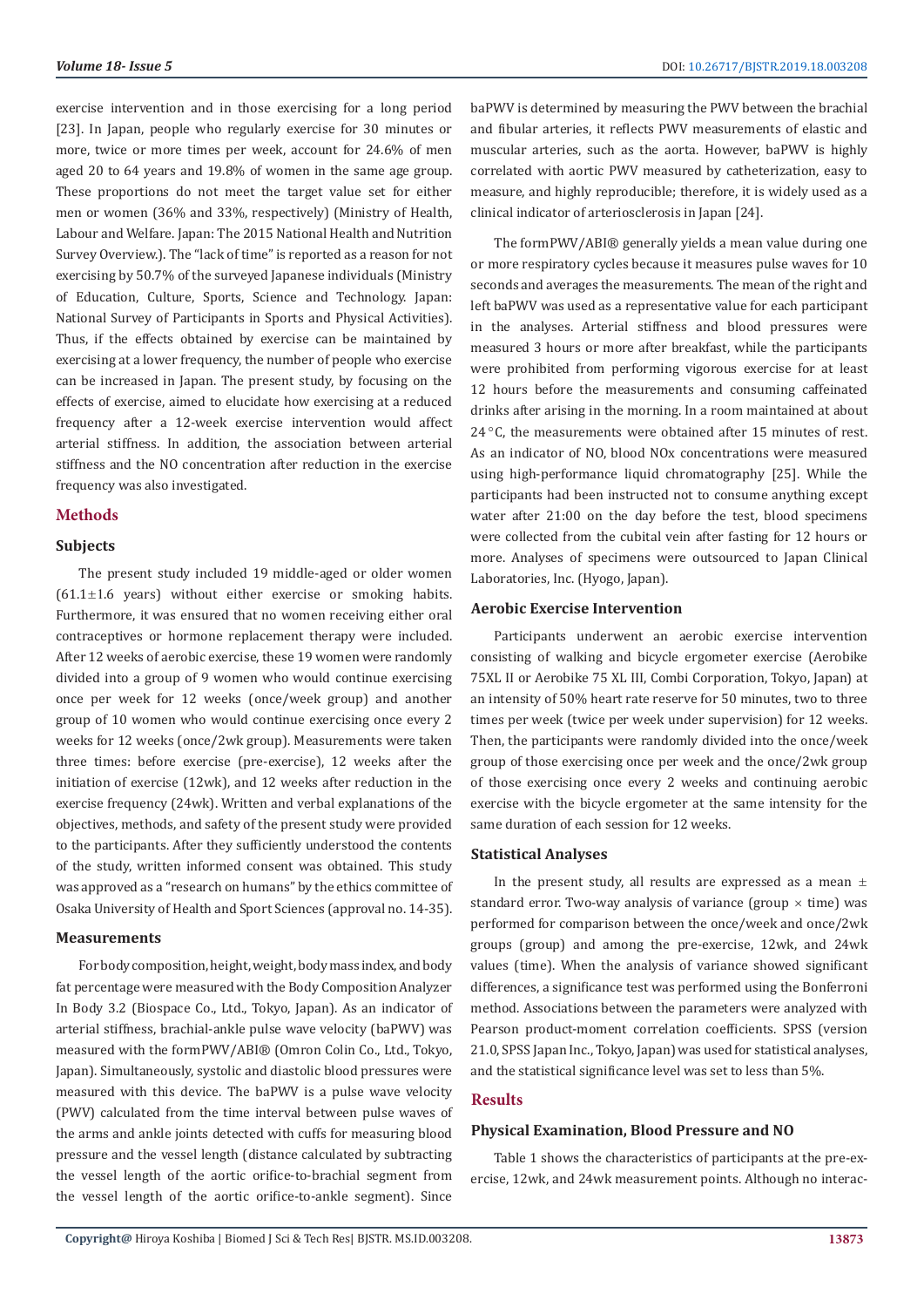exercise intervention and in those exercising for a long period [23]. In Japan, people who regularly exercise for 30 minutes or more, twice or more times per week, account for 24.6% of men aged 20 to 64 years and 19.8% of women in the same age group. These proportions do not meet the target value set for either men or women (36% and 33%, respectively) (Ministry of Health, Labour and Welfare. Japan: The 2015 National Health and Nutrition Survey Overview.). The "lack of time" is reported as a reason for not exercising by 50.7% of the surveyed Japanese individuals (Ministry of Education, Culture, Sports, Science and Technology. Japan: National Survey of Participants in Sports and Physical Activities). Thus, if the effects obtained by exercise can be maintained by exercising at a lower frequency, the number of people who exercise can be increased in Japan. The present study, by focusing on the effects of exercise, aimed to elucidate how exercising at a reduced frequency after a 12-week exercise intervention would affect arterial stiffness. In addition, the association between arterial stiffness and the NO concentration after reduction in the exercise frequency was also investigated.

## Methods

### Subjects

The present study included 19 middle-aged or older women (61.1±1.6 years) without either exercise or smoking habits. Furthermore, it was ensured that no women receiving either oral contraceptives or hormone replacement therapy were included. After 12 weeks of aerobic exercise, these 19 women were randomly divided into a group of 9 women who would continue exercising once per week for 12 weeks (once/week group) and another group of 10 women who would continue exercising once every 2 weeks for 12 weeks (once/2wk group). Measurements were taken three times: before exercise (pre-exercise), 12 weeks after the initiation of exercise (12wk), and 12 weeks after reduction in the exercise frequency (24wk). Written and verbal explanations of the objectives, methods, and safety of the present study were provided to the participants. After they sufficiently understood the contents of the study, written informed consent was obtained. This study was approved as a "research on humans" by the ethics committee of Osaka University of Health and Sport Sciences (approval no. 14-35).

### Measurements

For body composition, height, weight, body mass index, and body fat percentage were measured with the Body Composition Analyzer In Body 3.2 (Biospace Co., Ltd., Tokyo, Japan). As an indicator of arterial stiffness, brachial-ankle pulse wave velocity (baPWV) was measured with the formPWV/ABI® (Omron Colin Co., Ltd., Tokyo, Japan). Simultaneously, systolic and diastolic blood pressures were measured with this device. The baPWV is a pulse wave velocity (PWV) calculated from the time interval between pulse waves of the arms and ankle joints detected with cuffs for measuring blood pressure and the vessel length (distance calculated by subtracting the vessel length of the aortic orifice-to-brachial segment from the vessel length of the aortic orifice-to-ankle segment). Since baPWV is determined by measuring the PWV between the brachial and fibular arteries, it reflects PWV measurements of elastic and muscular arteries, such as the aorta. However, baPWV is highly correlated with aortic PWV measured by catheterization, easy to measure, and highly reproducible; therefore, it is widely used as a clinical indicator of arteriosclerosis in Japan [24].

The formPWV/ABI® generally yields a mean value during one or more respiratory cycles because it measures pulse waves for 10 seconds and averages the measurements. The mean of the right and left baPWV was used as a representative value for each participant in the analyses. Arterial stiffness and blood pressures were measured 3 hours or more after breakfast, while the participants were prohibited from performing vigorous exercise for at least 12 hours before the measurements and consuming caffeinated drinks after arising in the morning. In a room maintained at about 24 °C, the measurements were obtained after 15 minutes of rest. As an indicator of NO, blood NOx concentrations were measured using high-performance liquid chromatography [25]. While the participants had been instructed not to consume anything except water after 21:00 on the day before the test, blood specimens were collected from the cubital vein after fasting for 12 hours or more. Analyses of specimens were outsourced to Japan Clinical Laboratories, Inc. (Hyogo, Japan).

### Aerobic Exercise Intervention

Participants underwent an aerobic exercise intervention consisting of walking and bicycle ergometer exercise (Aerobike 75XL II or Aerobike 75 XL III, Combi Corporation, Tokyo, Japan) at an intensity of 50% heart rate reserve for 50 minutes, two to three times per week (twice per week under supervision) for 12 weeks. Then, the participants were randomly divided into the once/week group of those exercising once per week and the once/2wk group of those exercising once every 2 weeks and continuing aerobic exercise with the bicycle ergometer at the same intensity for the same duration of each session for 12 weeks.

### Statistical Analyses

In the present study, all results are expressed as a mean ± standard error. Two-way analysis of variance (group × time) was performed for comparison between the once/week and once/2wk groups (group) and among the pre-exercise, 12wk, and 24wk values (time). When the analysis of variance showed significant differences, a significance test was performed using the Bonferroni method. Associations between the parameters were analyzed with Pearson product-moment correlation coefficients. SPSS (version 21.0, SPSS Japan Inc., Tokyo, Japan) was used for statistical analyses, and the statistical significance level was set to less than 5%.

## Results

### Physical Examination, Blood Pressure and NO

Table 1 shows the characteristics of participants at the pre-exercise, 12wk, and 24wk measurement points. Although no interac-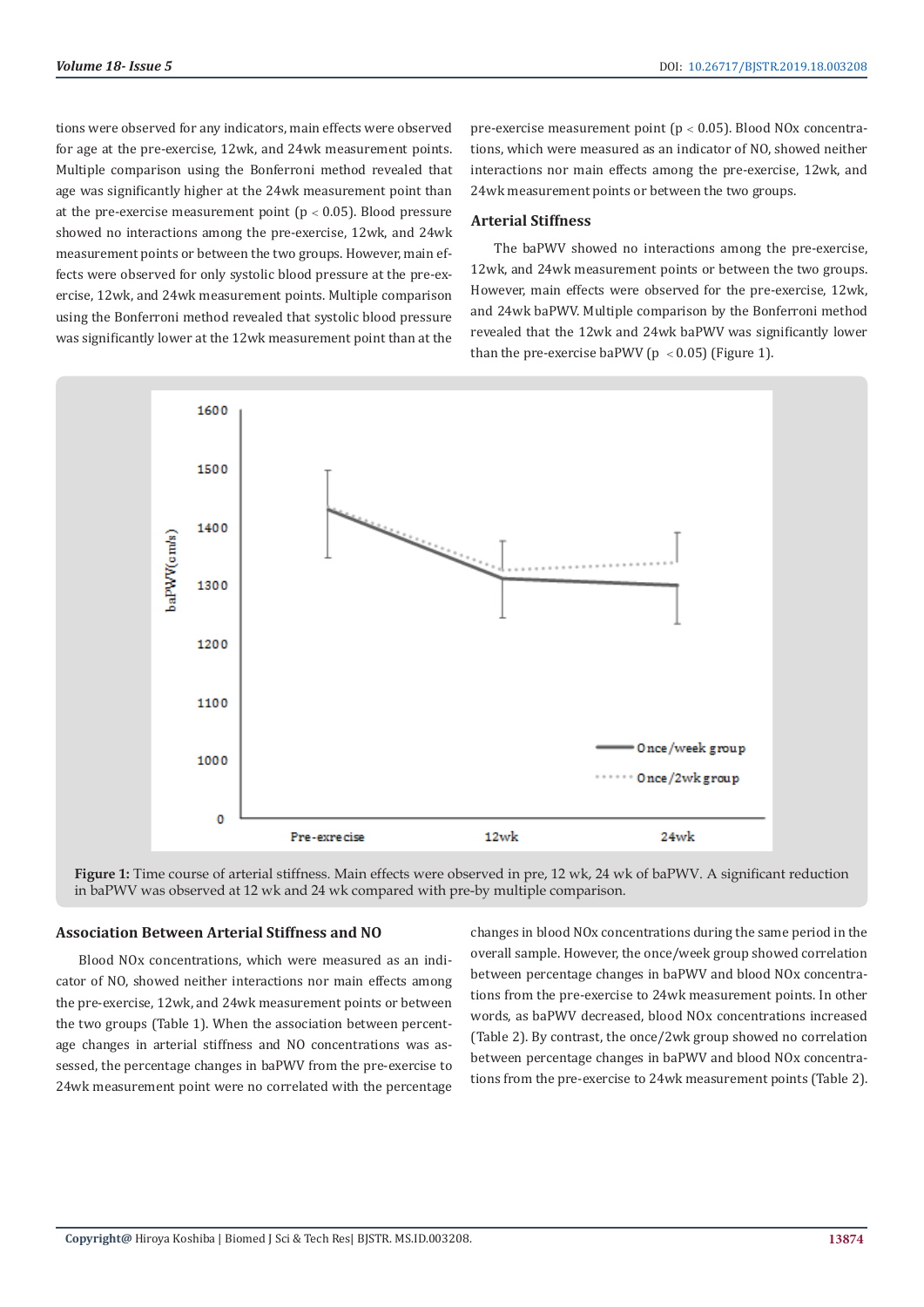tions were observed for any indicators, main effects were observed for age at the pre-exercise, 12wk, and 24wk measurement points. Multiple comparison using the Bonferroni method revealed that age was significantly higher at the 24wk measurement point than at the pre-exercise measurement point ($p < 0.05$). Blood pressure showed no interactions among the pre-exercise, 12wk, and 24wk measurement points or between the two groups. However, main effects were observed for only systolic blood pressure at the pre-exercise, 12wk, and 24wk measurement points. Multiple comparison using the Bonferroni method revealed that systolic blood pressure was significantly lower at the 12wk measurement point than at the pre-exercise measurement point ($p < 0.05$). Blood NOx concentrations, which were measured as an indicator of NO, showed neither interactions nor main effects among the pre-exercise, 12wk, and 24wk measurement points or between the two groups.

### Arterial Stiffness

The baPWV showed no interactions among the pre-exercise, 12wk, and 24wk measurement points or between the two groups. However, main effects were observed for the pre-exercise, 12wk, and 24wk baPWV. Multiple comparison by the Bonferroni method revealed that the 12wk and 24wk baPWV was significantly lower than the pre-exercise baPWV ($p < 0.05$) (Figure 1).

**Figure 1:** Time course of arterial stiffness. Main effects were observed in pre, 12 wk, 24 wk of baPWV. A significant reduction in baPWV was observed at 12 wk and 24 wk compared with pre-by multiple comparison.

### Association Between Arterial Stiffness and NO

Blood NOx concentrations, which were measured as an indicator of NO, showed neither interactions nor main effects among the pre-exercise, 12wk, and 24wk measurement points or between the two groups (Table 1). When the association between percentage changes in arterial stiffness and NO concentrations was assessed, the percentage changes in baPWV from the pre-exercise to 24wk measurement point were no correlated with the percentage changes in blood NOx concentrations during the same period in the overall sample. However, the once/week group showed correlation between percentage changes in baPWV and blood NOx concentrations from the pre-exercise to 24wk measurement points. In other words, as baPWV decreased, blood NOx concentrations increased (Table 2). By contrast, the once/2wk group showed no correlation between percentage changes in baPWV and blood NOx concentrations from the pre-exercise to 24wk measurement points (Table 2).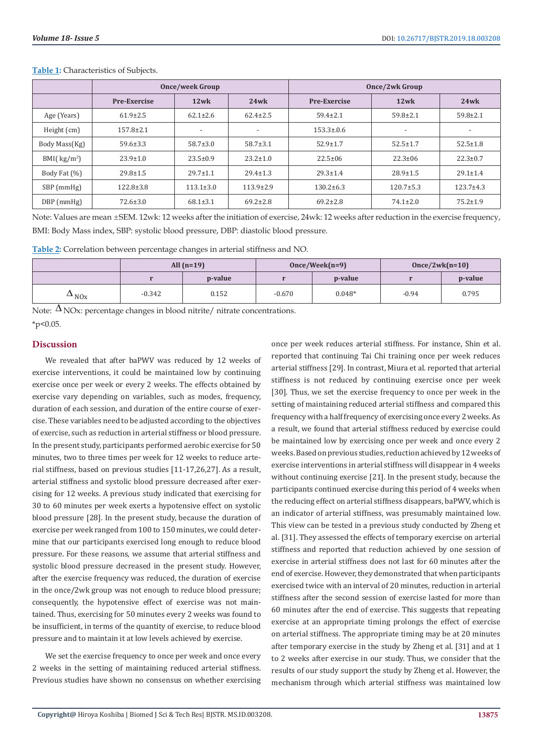**Table 1:** Characteristics of Subjects.

| | Once/week Group | | | Once/2wk Group | | |
|---|---|---|---|---|---|---|
| | Pre-Exercise | 12wk | 24wk | Pre-Exercise | 12wk | 24wk |
| Age (Years) | 61.9±2.5 | 62.1±2.6 | 62.4±2.5 | 59.4±2.1 | 59.8±2.1 | 59.8±2.1 |
| Height (cm) | 157.8±2.1 | - | - | 153.3±0.6 | - | - |
| Body Mass(Kg) | 59.6±3.3 | 58.7±3.0 | 58.7±3.1 | 52.9±1.7 | 52.5±1.7 | 52.5±1.8 |
| BMI( kg/m$^2$) | 23.9±1.0 | 23.5±0.9 | 23.2±1.0 | 22.5±06 | 22.3±06 | 22.3±0.7 |
| Body Fat (%) | 29.8±1.5 | 29.7±1.1 | 29.4±1.3 | 29.3±1.4 | 28.9±1.5 | 29.1±1.4 |
| SBP (mmHg) | 122.8±3.8 | 113.1±3.0 | 113.9±2.9 | 130.2±6.3 | 120.7±5.3 | 123.7±4.3 |
| DBP (mmHg) | 72.6±3.0 | 68.1±3.1 | 69.2±2.8 | 69.2±2.8 | 74.1±2.0 | 75.2±1.9 |

Note: Values are mean ±SEM. 12wk: 12 weeks after the initiation of exercise, 24wk: 12 weeks after reduction in the exercise frequency, BMI: Body Mass index, SBP: systolic blood pressure, DBP: diastolic blood pressure.

**Table 2:** Correlation between percentage changes in arterial stiffness and NO.

| | All (n=19) | | Once/Week(n=9) | | Once/2wk(n=10) | |
|---|---|---|---|---|---|---|
| | r | p-value | r | p-value | r | p-value |
| $\Delta_{NOx}$ | -0.342 | 0.152 | -0.670 | 0.048* | -0.94 | 0.795 |

Note: $\Delta$ NOx: percentage changes in blood nitrite/ nitrate concentrations.
*p<0.05.

## Discussion

We revealed that after baPWV was reduced by 12 weeks of exercise interventions, it could be maintained low by continuing exercise once per week or every 2 weeks. The effects obtained by exercise vary depending on variables, such as modes, frequency, duration of each session, and duration of the entire course of exercise. These variables need to be adjusted according to the objectives of exercise, such as reduction in arterial stiffness or blood pressure. In the present study, participants performed aerobic exercise for 50 minutes, two to three times per week for 12 weeks to reduce arterial stiffness, based on previous studies [11-17,26,27]. As a result, arterial stiffness and systolic blood pressure decreased after exercising for 12 weeks. A previous study indicated that exercising for 30 to 60 minutes per week exerts a hypotensive effect on systolic blood pressure [28]. In the present study, because the duration of exercise per week ranged from 100 to 150 minutes, we could determine that our participants exercised long enough to reduce blood pressure. For these reasons, we assume that arterial stiffness and systolic blood pressure decreased in the present study. However, after the exercise frequency was reduced, the duration of exercise in the once/2wk group was not enough to reduce blood pressure; consequently, the hypotensive effect of exercise was not maintained. Thus, exercising for 50 minutes every 2 weeks was found to be insufficient, in terms of the quantity of exercise, to reduce blood pressure and to maintain it at low levels achieved by exercise.

We set the exercise frequency to once per week and once every 2 weeks in the setting of maintaining reduced arterial stiffness. Previous studies have shown no consensus on whether exercising once per week reduces arterial stiffness. For instance, Shin et al. reported that continuing Tai Chi training once per week reduces arterial stiffness [29]. In contrast, Miura et al. reported that arterial stiffness is not reduced by continuing exercise once per week [30]. Thus, we set the exercise frequency to once per week in the setting of maintaining reduced arterial stiffness and compared this frequency with a half frequency of exercising once every 2 weeks. As a result, we found that arterial stiffness reduced by exercise could be maintained low by exercising once per week and once every 2 weeks. Based on previous studies, reduction achieved by 12 weeks of exercise interventions in arterial stiffness will disappear in 4 weeks without continuing exercise [21]. In the present study, because the participants continued exercise during this period of 4 weeks when the reducing effect on arterial stiffness disappears, baPWV, which is an indicator of arterial stiffness, was presumably maintained low. This view can be tested in a previous study conducted by Zheng et al. [31]. They assessed the effects of temporary exercise on arterial stiffness and reported that reduction achieved by one session of exercise in arterial stiffness does not last for 60 minutes after the end of exercise. However, they demonstrated that when participants exercised twice with an interval of 20 minutes, reduction in arterial stiffness after the second session of exercise lasted for more than 60 minutes after the end of exercise. This suggests that repeating exercise at an appropriate timing prolongs the effect of exercise on arterial stiffness. The appropriate timing may be at 20 minutes after temporary exercise in the study by Zheng et al. [31] and at 1 to 2 weeks after exercise in our study. Thus, we consider that the results of our study support the study by Zheng et al. However, the mechanism through which arterial stiffness was maintained low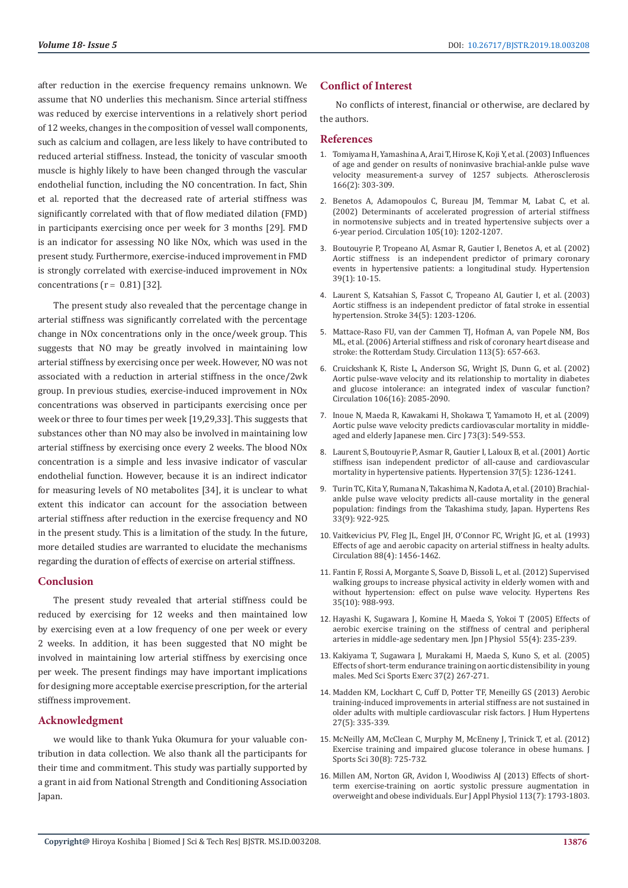after reduction in the exercise frequency remains unknown. We assume that NO underlies this mechanism. Since arterial stiffness was reduced by exercise interventions in a relatively short period of 12 weeks, changes in the composition of vessel wall components, such as calcium and collagen, are less likely to have contributed to reduced arterial stiffness. Instead, the tonicity of vascular smooth muscle is highly likely to have been changed through the vascular endothelial function, including the NO concentration. In fact, Shin et al. reported that the decreased rate of arterial stiffness was significantly correlated with that of flow mediated dilation (FMD) in participants exercising once per week for 3 months [29]. FMD is an indicator for assessing NO like NOx, which was used in the present study. Furthermore, exercise-induced improvement in FMD is strongly correlated with exercise-induced improvement in NOx concentrations ($r = 0.81$) [32].

The present study also revealed that the percentage change in arterial stiffness was significantly correlated with the percentage change in NOx concentrations only in the once/week group. This suggests that NO may be greatly involved in maintaining low arterial stiffness by exercising once per week. However, NO was not associated with a reduction in arterial stiffness in the once/2wk group. In previous studies, exercise-induced improvement in NOx concentrations was observed in participants exercising once per week or three to four times per week [19,29,33]. This suggests that substances other than NO may also be involved in maintaining low arterial stiffness by exercising once every 2 weeks. The blood NOx concentration is a simple and less invasive indicator of vascular endothelial function. However, because it is an indirect indicator for measuring levels of NO metabolites [34], it is unclear to what extent this indicator can account for the association between arterial stiffness after reduction in the exercise frequency and NO in the present study. This is a limitation of the study. In the future, more detailed studies are warranted to elucidate the mechanisms regarding the duration of effects of exercise on arterial stiffness.

## Conclusion

The present study revealed that arterial stiffness could be reduced by exercising for 12 weeks and then maintained low by exercising even at a low frequency of one per week or every 2 weeks. In addition, it has been suggested that NO might be involved in maintaining low arterial stiffness by exercising once per week. The present findings may have important implications for designing more acceptable exercise prescription, for the arterial stiffness improvement.

## Acknowledgment

we would like to thank Yuka Okumura for your valuable contribution in data collection. We also thank all the participants for their time and commitment. This study was partially supported by a grant in aid from National Strength and Conditioning Association Japan.

## Conflict of Interest

No conflicts of interest, financial or otherwise, are declared by the authors.

## References

1. Tomiyama H, Yamashina A, Arai T, Hirose K, Koji Y, et al. (2003) Influences of age and gender on results of noninvasive brachial-ankle pulse wave velocity measurement-a survey of 1257 subjects. Atherosclerosis 166(2): 303-309.
2. Benetos A, Adamopoulos C, Bureau JM, Temmar M, Labat C, et al. (2002) Determinants of accelerated progression of arterial stiffness in normotensive subjects and in treated hypertensive subjects over a 6-year period. Circulation 105(10): 1202-1207.
3. Boutouyrie P, Tropeano AI, Asmar R, Gautier I, Benetos A, et al. (2002) Aortic stiffness is an independent predictor of primary coronary events in hypertensive patients: a longitudinal study. Hypertension 39(1): 10-15.
4. Laurent S, Katsahian S, Fassot C, Tropeano AI, Gautier I, et al. (2003) Aortic stiffness is an independent predictor of fatal stroke in essential hypertension. Stroke 34(5): 1203-1206.
5. Mattace-Raso FU, van der Cammen TJ, Hofman A, van Popele NM, Bos ML, et al. (2006) Arterial stiffness and risk of coronary heart disease and stroke: the Rotterdam Study. Circulation 113(5): 657-663.
6. Cruickshank K, Riste L, Anderson SG, Wright JS, Dunn G, et al. (2002) Aortic pulse-wave velocity and its relationship to mortality in diabetes and glucose intolerance: an integrated index of vascular function? Circulation 106(16): 2085-2090.
7. Inoue N, Maeda R, Kawakami H, Shokawa T, Yamamoto H, et al. (2009) Aortic pulse wave velocity predicts cardiovascular mortality in middle-aged and elderly Japanese men. Circ J 73(3): 549-553.
8. Laurent S, Boutouyrie P, Asmar R, Gautier I, Laloux B, et al. (2001) Aortic stiffness isan independent predictor of all-cause and cardiovascular mortality in hypertensive patients. Hypertension 37(5): 1236-1241.
9. Turin TC, Kita Y, Rumana N, Takashima N, Kadota A, et al. (2010) Brachial-ankle pulse wave velocity predicts all-cause mortality in the general population: findings from the Takashima study, Japan. Hypertens Res 33(9): 922-925.
10. Vaitkevicius PV, Fleg JL, Engel JH, O'Connor FC, Wright JG, et al. (1993) Effects of age and aerobic capacity on arterial stiffness in healty adults. Circulation 88(4): 1456-1462.
11. Fantin F, Rossi A, Morgante S, Soave D, Bissoli L, et al. (2012) Supervised walking groups to increase physical activity in elderly women with and without hypertension: effect on pulse wave velocity. Hypertens Res 35(10): 988-993.
12. Hayashi K, Sugawara J, Komine H, Maeda S, Yokoi T (2005) Effects of aerobic exercise training on the stiffness of central and peripheral arteries in middle-age sedentary men. Jpn J Physiol 55(4): 235-239.
13. Kakiyama T, Sugawara J, Murakami H, Maeda S, Kuno S, et al. (2005) Effects of short-term endurance training on aortic distensibility in young males. Med Sci Sports Exerc 37(2) 267-271.
14. Madden KM, Lockhart C, Cuff D, Potter TF, Meneilly GS (2013) Aerobic training-induced improvements in arterial stiffness are not sustained in older adults with multiple cardiovascular risk factors. J Hum Hypertens 27(5): 335-339.
15. McNeilly AM, McClean C, Murphy M, McEneny J, Trinick T, et al. (2012) Exercise training and impaired glucose tolerance in obese humans. J Sports Sci 30(8): 725-732.
16. Millen AM, Norton GR, Avidon I, Woodiwiss AJ (2013) Effects of short-term exercise-training on aortic systolic pressure augmentation in overweight and obese individuals. Eur J Appl Physiol 113(7): 1793-1803.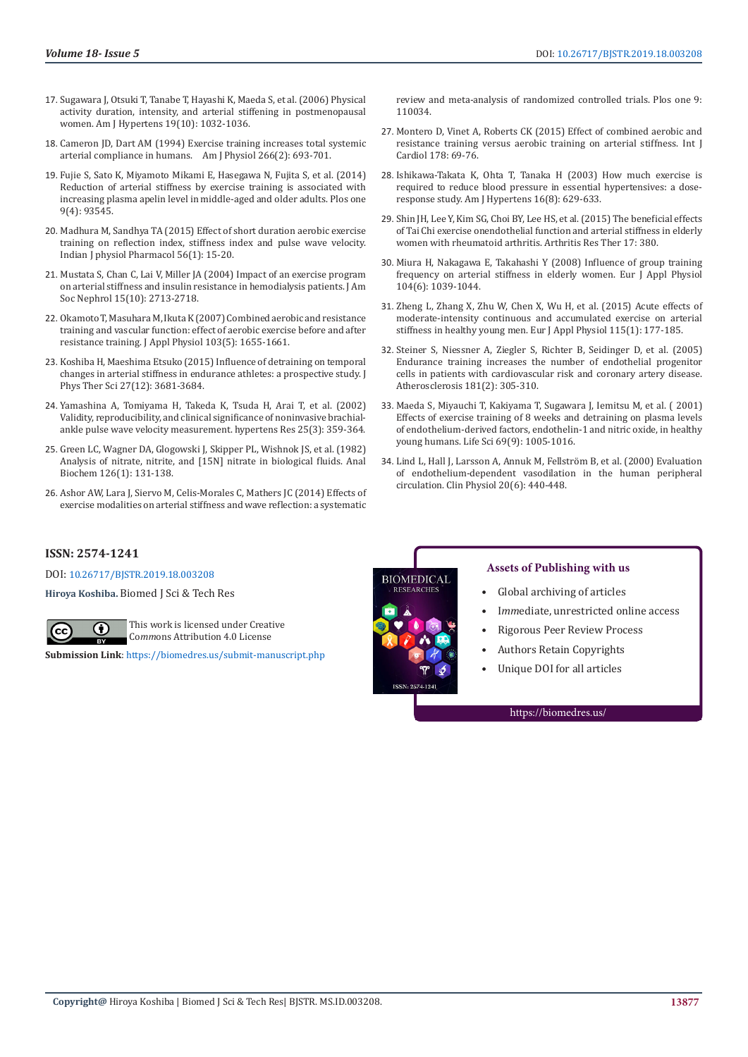17. Sugawara J, Otsuki T, Tanabe T, Hayashi K, Maeda S, et al. (2006) Physical activity duration, intensity, and arterial stiffening in postmenopausal women. Am J Hypertens 19(10): 1032-1036.
18. Cameron JD, Dart AM (1994) Exercise training increases total systemic arterial compliance in humans. Am J Physiol 266(2): 693-701.
19. Fujie S, Sato K, Miyamoto Mikami E, Hasegawa N, Fujita S, et al. (2014) Reduction of arterial stiffness by exercise training is associated with increasing plasma apelin level in middle-aged and older adults. Plos one 9(4): 93545.
20. Madhura M, Sandhya TA (2015) Effect of short duration aerobic exercise training on reflection index, stiffness index and pulse wave velocity. Indian J physiol Pharmacol 56(1): 15-20.
21. Mustata S, Chan C, Lai V, Miller JA (2004) Impact of an exercise program on arterial stiffness and insulin resistance in hemodialysis patients. J Am Soc Nephrol 15(10): 2713-2718.
22. Okamoto T, Masuhara M, Ikuta K (2007) Combined aerobic and resistance training and vascular function: effect of aerobic exercise before and after resistance training. J Appl Physiol 103(5): 1655-1661.
23. Koshiba H, Maeshima Etsuko (2015) Influence of detraining on temporal changes in arterial stiffness in endurance athletes: a prospective study. J Phys Ther Sci 27(12): 3681-3684.
24. Yamashina A, Tomiyama H, Takeda K, Tsuda H, Arai T, et al. (2002) Validity, reproducibility, and clinical significance of noninvasive brachial-ankle pulse wave velocity measurement. hypertens Res 25(3): 359-364.
25. Green LC, Wagner DA, Glogowski J, Skipper PL, Wishnok JS, et al. (1982) Analysis of nitrate, nitrite, and [15N] nitrate in biological fluids. Anal Biochem 126(1): 131-138.
26. Ashor AW, Lara J, Siervo M, Celis-Morales C, Mathers JC (2014) Effects of exercise modalities on arterial stiffness and wave reflection: a systematic review and meta-analysis of randomized controlled trials. Plos one 9: 110034.
27. Montero D, Vinet A, Roberts CK (2015) Effect of combined aerobic and resistance training versus aerobic training on arterial stiffness. Int J Cardiol 178: 69-76.
28. Ishikawa-Takata K, Ohta T, Tanaka H (2003) How much exercise is required to reduce blood pressure in essential hypertensives: a dose-response study. Am J Hypertens 16(8): 629-633.
29. Shin JH, Lee Y, Kim SG, Choi BY, Lee HS, et al. (2015) The beneficial effects of Tai Chi exercise onendothelial function and arterial stiffness in elderly women with rheumatoid arthritis. Arthritis Res Ther 17: 380.
30. Miura H, Nakagawa E, Takahashi Y (2008) Influence of group training frequency on arterial stiffness in elderly women. Eur J Appl Physiol 104(6): 1039-1044.
31. Zheng L, Zhang X, Zhu W, Chen X, Wu H, et al. (2015) Acute effects of moderate-intensity continuous and accumulated exercise on arterial stiffness in healthy young men. Eur J Appl Physiol 115(1): 177-185.
32. Steiner S, Niessner A, Ziegler S, Richter B, Seidinger D, et al. (2005) Endurance training increases the number of endothelial progenitor cells in patients with cardiovascular risk and coronary artery disease. Atherosclerosis 181(2): 305-310.
33. Maeda S, Miyauchi T, Kakiyama T, Sugawara J, Iemitsu M, et al. ( 2001) Effects of exercise training of 8 weeks and detraining on plasma levels of endothelium-derived factors, endothelin-1 and nitric oxide, in healthy young humans. Life Sci 69(9): 1005-1016.
34. Lind L, Hall J, Larsson A, Annuk M, Fellström B, et al. (2000) Evaluation of endothelium-dependent vasodilation in the human peripheral circulation. Clin Physiol 20(6): 440-448.

**ISSN: 2574-1241**

DOI: 10.26717/BJSTR.2019.18.003208

**Hiroya Koshiba.** Biomed J Sci & Tech Res

This work is licensed under Creative Commons Attribution 4.0 License

**Submission Link**: https://biomedres.us/submit-manuscript.php

**Assets of Publishing with us**

- Global archiving of articles
- Immediate, unrestricted online access
- Rigorous Peer Review Process
- Authors Retain Copyrights
- Unique DOI for all articles

https://biomedres.us/